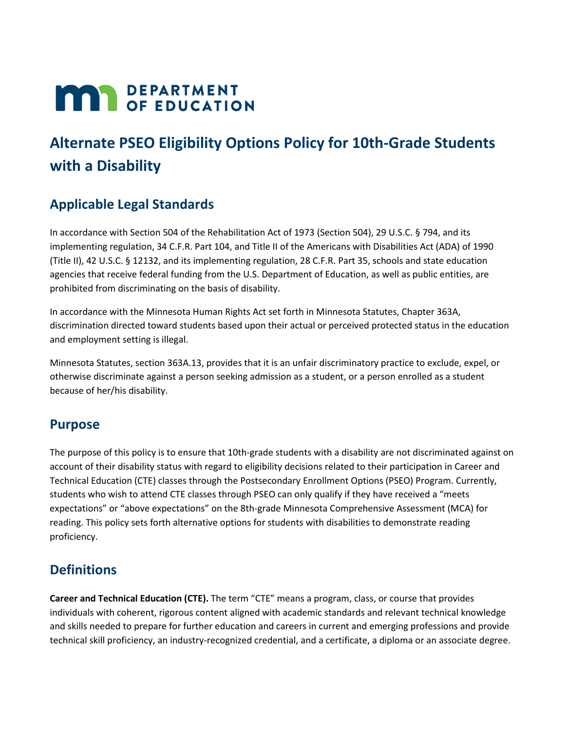# Alternate PSEO Eligibility Options Policy for 10th-Grade Students with a Disability

## Applicable Legal Standards

In accordance with Section 504 of the Rehabilitation Act of 1973 (Section 504), 29 U.S.C. § 794, and its implementing regulation, 34 C.F.R. Part 104, and Title II of the Americans with Disabilities Act (ADA) of 1990 (Title II), 42 U.S.C. § 12132, and its implementing regulation, 28 C.F.R. Part 35, schools and state education agencies that receive federal funding from the U.S. Department of Education, as well as public entities, are prohibited from discriminating on the basis of disability.

In accordance with the Minnesota Human Rights Act set forth in Minnesota Statutes, Chapter 363A, discrimination directed toward students based upon their actual or perceived protected status in the education and employment setting is illegal.

Minnesota Statutes, section 363A.13, provides that it is an unfair discriminatory practice to exclude, expel, or otherwise discriminate against a person seeking admission as a student, or a person enrolled as a student because of her/his disability.

## Purpose

The purpose of this policy is to ensure that 10th-grade students with a disability are not discriminated against on account of their disability status with regard to eligibility decisions related to their participation in Career and Technical Education (CTE) classes through the Postsecondary Enrollment Options (PSEO) Program. Currently, students who wish to attend CTE classes through PSEO can only qualify if they have received a "meets expectations" or "above expectations" on the 8th-grade Minnesota Comprehensive Assessment (MCA) for reading. This policy sets forth alternative options for students with disabilities to demonstrate reading proficiency.

## Definitions

**Career and Technical Education (CTE).** The term "CTE" means a program, class, or course that provides individuals with coherent, rigorous content aligned with academic standards and relevant technical knowledge and skills needed to prepare for further education and careers in current and emerging professions and provide technical skill proficiency, an industry-recognized credential, and a certificate, a diploma or an associate degree.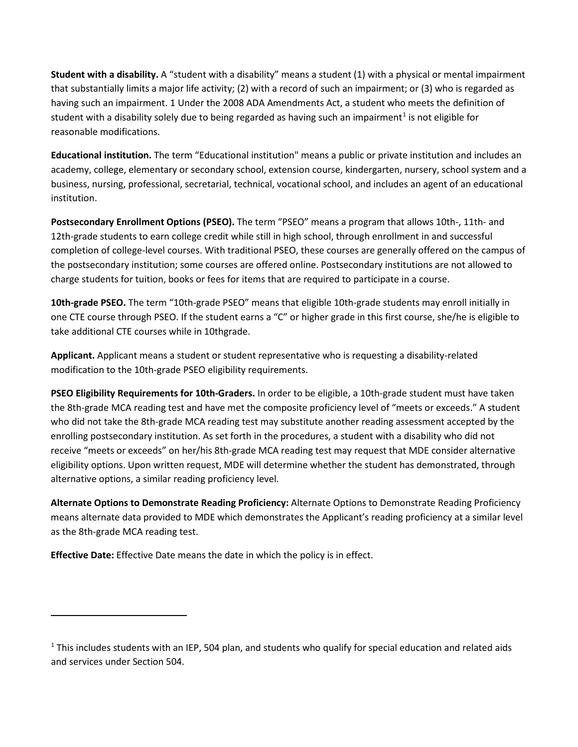**Student with a disability.** A "student with a disability" means a student (1) with a physical or mental impairment that substantially limits a major life activity; (2) with a record of such an impairment; or (3) who is regarded as having such an impairment. 1 Under the 2008 ADA Amendments Act, a student who meets the definition of student with a disability solely due to being regarded as having such an impairment[1] is not eligible for reasonable modifications.

**Educational institution.** The term "Educational institution" means a public or private institution and includes an academy, college, elementary or secondary school, extension course, kindergarten, nursery, school system and a business, nursing, professional, secretarial, technical, vocational school, and includes an agent of an educational institution.

**Postsecondary Enrollment Options (PSEO).** The term "PSEO" means a program that allows 10th-, 11th- and 12th-grade students to earn college credit while still in high school, through enrollment in and successful completion of college-level courses. With traditional PSEO, these courses are generally offered on the campus of the postsecondary institution; some courses are offered online. Postsecondary institutions are not allowed to charge students for tuition, books or fees for items that are required to participate in a course.

**10th-grade PSEO.** The term "10th-grade PSEO" means that eligible 10th-grade students may enroll initially in one CTE course through PSEO. If the student earns a "C" or higher grade in this first course, she/he is eligible to take additional CTE courses while in 10thgrade.

**Applicant.** Applicant means a student or student representative who is requesting a disability-related modification to the 10th-grade PSEO eligibility requirements.

**PSEO Eligibility Requirements for 10th-Graders.** In order to be eligible, a 10th-grade student must have taken the 8th-grade MCA reading test and have met the composite proficiency level of "meets or exceeds." A student who did not take the 8th-grade MCA reading test may substitute another reading assessment accepted by the enrolling postsecondary institution. As set forth in the procedures, a student with a disability who did not receive "meets or exceeds" on her/his 8th-grade MCA reading test may request that MDE consider alternative eligibility options. Upon written request, MDE will determine whether the student has demonstrated, through alternative options, a similar reading proficiency level.

**Alternate Options to Demonstrate Reading Proficiency:** Alternate Options to Demonstrate Reading Proficiency means alternate data provided to MDE which demonstrates the Applicant's reading proficiency at a similar level as the 8th-grade MCA reading test.

**Effective Date:** Effective Date means the date in which the policy is in effect.

---

[1] This includes students with an IEP, 504 plan, and students who qualify for special education and related aids and services under Section 504.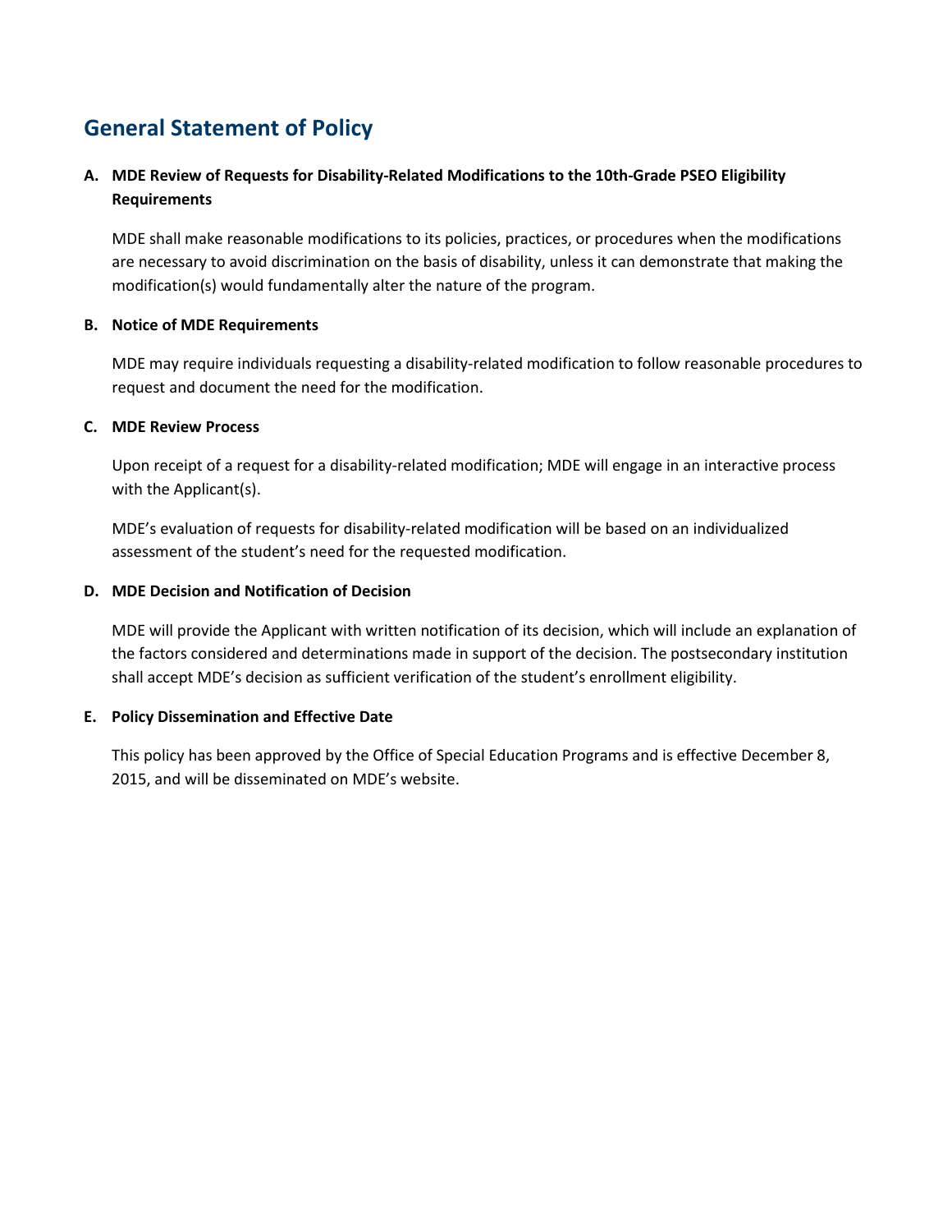## General Statement of Policy

**A. MDE Review of Requests for Disability-Related Modifications to the 10th-Grade PSEO Eligibility Requirements**

MDE shall make reasonable modifications to its policies, practices, or procedures when the modifications are necessary to avoid discrimination on the basis of disability, unless it can demonstrate that making the modification(s) would fundamentally alter the nature of the program.

**B. Notice of MDE Requirements**

MDE may require individuals requesting a disability-related modification to follow reasonable procedures to request and document the need for the modification.

**C. MDE Review Process**

Upon receipt of a request for a disability-related modification; MDE will engage in an interactive process with the Applicant(s).

MDE's evaluation of requests for disability-related modification will be based on an individualized assessment of the student's need for the requested modification.

**D. MDE Decision and Notification of Decision**

MDE will provide the Applicant with written notification of its decision, which will include an explanation of the factors considered and determinations made in support of the decision. The postsecondary institution shall accept MDE's decision as sufficient verification of the student's enrollment eligibility.

**E. Policy Dissemination and Effective Date**

This policy has been approved by the Office of Special Education Programs and is effective December 8, 2015, and will be disseminated on MDE's website.